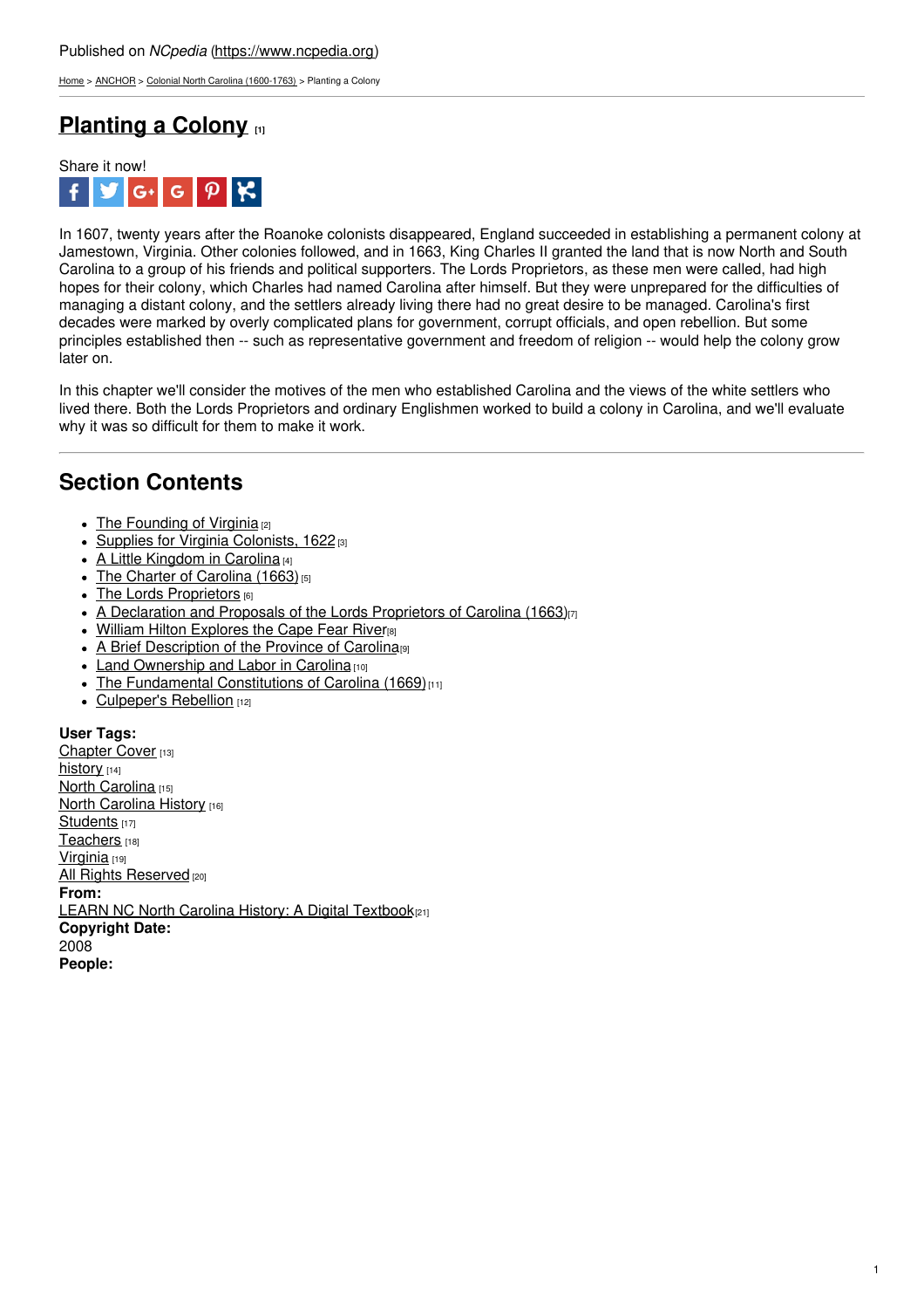Published on *NCpedia* (https://www.ncpedia.org)

Home > ANCHOR > Colonial North Carolina (1600-1763) > Planting a Colony

# Planting a Colony [1]

Share it now!

In 1607, twenty years after the Roanoke colonists disappeared, England succeeded in establishing a permanent colony at Jamestown, Virginia. Other colonies followed, and in 1663, King Charles II granted the land that is now North and South Carolina to a group of his friends and political supporters. The Lords Proprietors, as these men were called, had high hopes for their colony, which Charles had named Carolina after himself. But they were unprepared for the difficulties of managing a distant colony, and the settlers already living there had no great desire to be managed. Carolina's first decades were marked by overly complicated plans for government, corrupt officials, and open rebellion. But some principles established then -- such as representative government and freedom of religion -- would help the colony grow later on.

In this chapter we'll consider the motives of the men who established Carolina and the views of the white settlers who lived there. Both the Lords Proprietors and ordinary Englishmen worked to build a colony in Carolina, and we'll evaluate why it was so difficult for them to make it work.

## Section Contents

- The Founding of Virginia [2]
- Supplies for Virginia Colonists, 1622 [3]
- A Little Kingdom in Carolina [4]
- The Charter of Carolina (1663) [5]
- The Lords Proprietors [6]
- A Declaration and Proposals of the Lords Proprietors of Carolina (1663) [7]
- William Hilton Explores the Cape Fear River [8]
- A Brief Description of the Province of Carolina [9]
- Land Ownership and Labor in Carolina [10]
- The Fundamental Constitutions of Carolina (1669) [11]
- Culpeper's Rebellion [12]

**User Tags:**
Chapter Cover [13]
history [14]
North Carolina [15]
North Carolina History [16]
Students [17]
Teachers [18]
Virginia [19]
All Rights Reserved [20]
**From:**
LEARN NC North Carolina History: A Digital Textbook [21]
**Copyright Date:**
2008
**People:**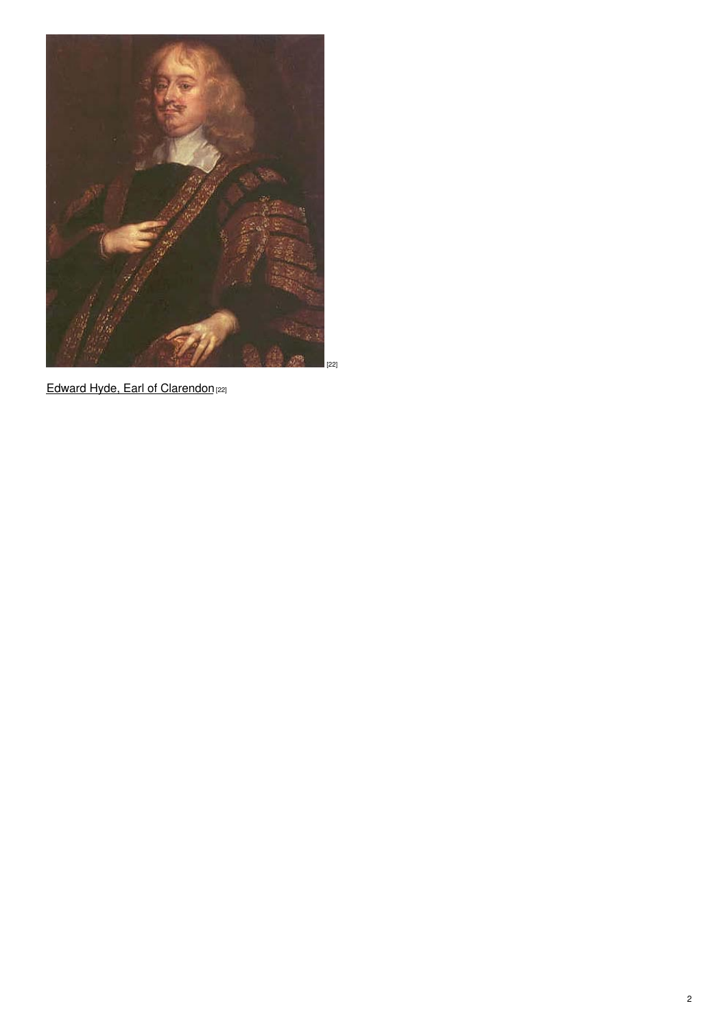[22]

Edward Hyde, Earl of Clarendon [22]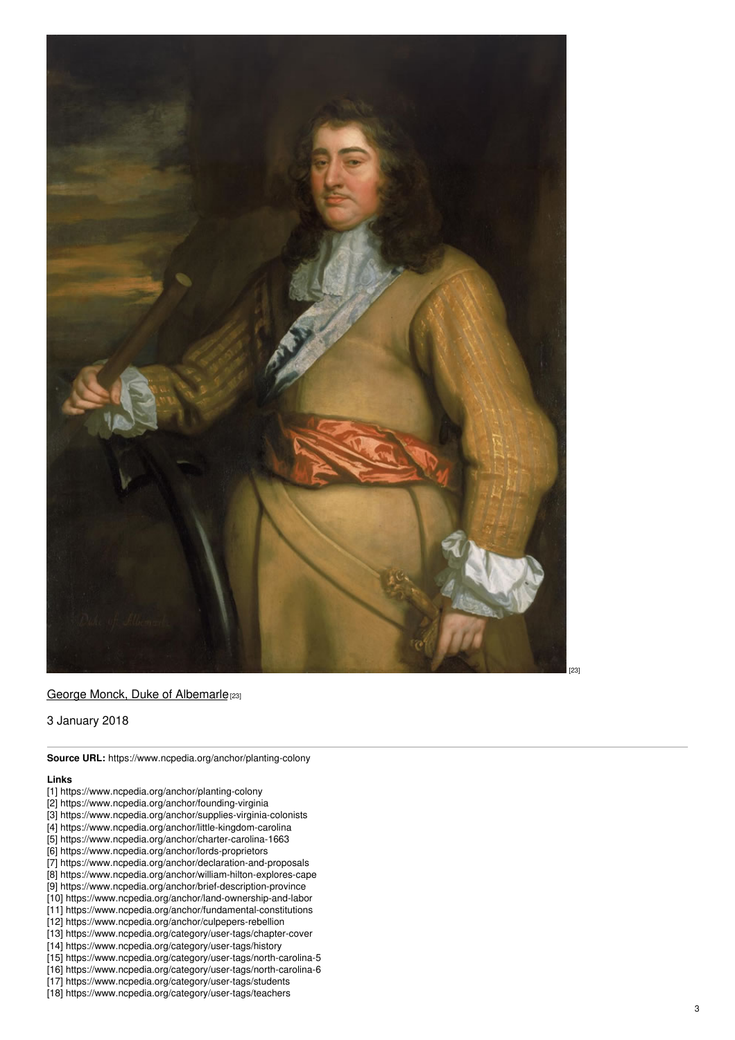[23]

George Monck, Duke of Albemarle [23]

3 January 2018

---

**Source URL:** https://www.ncpedia.org/anchor/planting-colony

**Links**

[1] https://www.ncpedia.org/anchor/planting-colony
[2] https://www.ncpedia.org/anchor/founding-virginia
[3] https://www.ncpedia.org/anchor/supplies-virginia-colonists
[4] https://www.ncpedia.org/anchor/little-kingdom-carolina
[5] https://www.ncpedia.org/anchor/charter-carolina-1663
[6] https://www.ncpedia.org/anchor/lords-proprietors
[7] https://www.ncpedia.org/anchor/declaration-and-proposals
[8] https://www.ncpedia.org/anchor/william-hilton-explores-cape
[9] https://www.ncpedia.org/anchor/brief-description-province
[10] https://www.ncpedia.org/anchor/land-ownership-and-labor
[11] https://www.ncpedia.org/anchor/fundamental-constitutions
[12] https://www.ncpedia.org/anchor/culpepers-rebellion
[13] https://www.ncpedia.org/category/user-tags/chapter-cover
[14] https://www.ncpedia.org/category/user-tags/history
[15] https://www.ncpedia.org/category/user-tags/north-carolina-5
[16] https://www.ncpedia.org/category/user-tags/north-carolina-6
[17] https://www.ncpedia.org/category/user-tags/students
[18] https://www.ncpedia.org/category/user-tags/teachers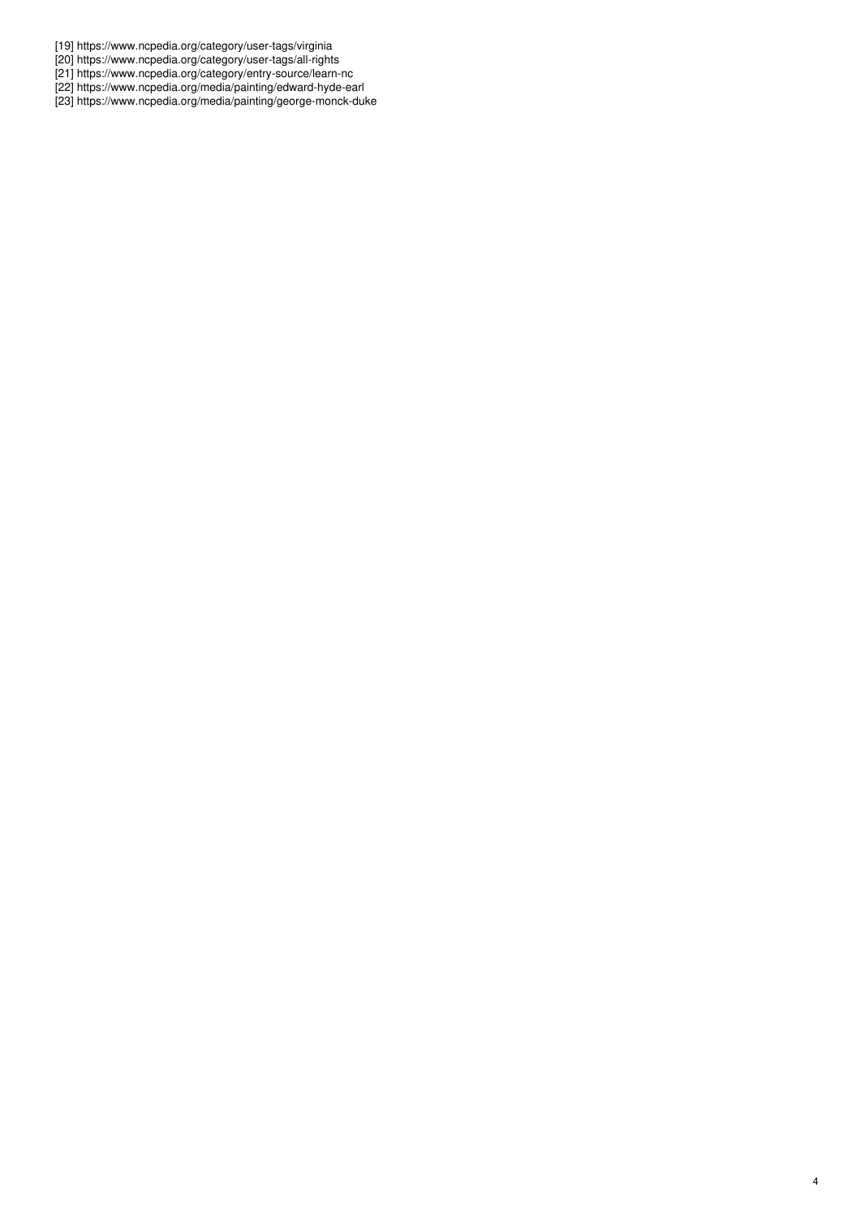[19] https://www.ncpedia.org/category/user-tags/virginia
[20] https://www.ncpedia.org/category/user-tags/all-rights
[21] https://www.ncpedia.org/category/entry-source/learn-nc
[22] https://www.ncpedia.org/media/painting/edward-hyde-earl
[23] https://www.ncpedia.org/media/painting/george-monck-duke